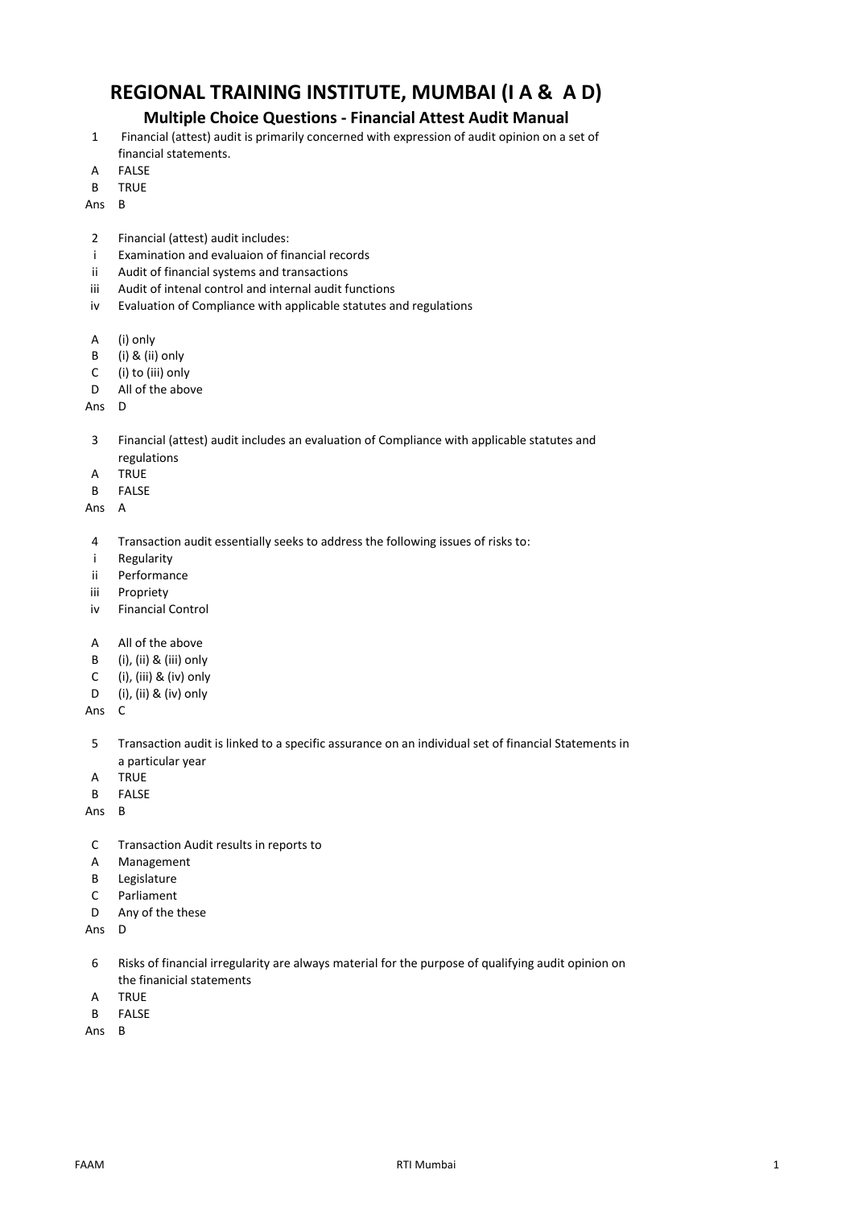# REGIONAL TRAINING INSTITUTE, MUMBAI (I A & A D)

## Multiple Choice Questions - Financial Attest Audit Manual

1 Financial (attest) audit is primarily concerned with expression of audit opinion on a set of financial statements.

A FALSE
B TRUE
Ans B

2 Financial (attest) audit includes:

i Examination and evaluaion of financial records
ii Audit of financial systems and transactions
iii Audit of intenal control and internal audit functions
iv Evaluation of Compliance with applicable statutes and regulations

A (i) only
B (i) & (ii) only
C (i) to (iii) only
D All of the above
Ans D

3 Financial (attest) audit includes an evaluation of Compliance with applicable statutes and regulations

A TRUE
B FALSE
Ans A

4 Transaction audit essentially seeks to address the following issues of risks to:

i Regularity
ii Performance
iii Propriety
iv Financial Control

A All of the above
B (i), (ii) & (iii) only
C (i), (iii) & (iv) only
D (i), (ii) & (iv) only
Ans C

5 Transaction audit is linked to a specific assurance on an individual set of financial Statements in a particular year

A TRUE
B FALSE
Ans B

C Transaction Audit results in reports to

A Management
B Legislature
C Parliament
D Any of the these
Ans D

6 Risks of financial irregularity are always material for the purpose of qualifying audit opinion on the finanicial statements

A TRUE
B FALSE
Ans B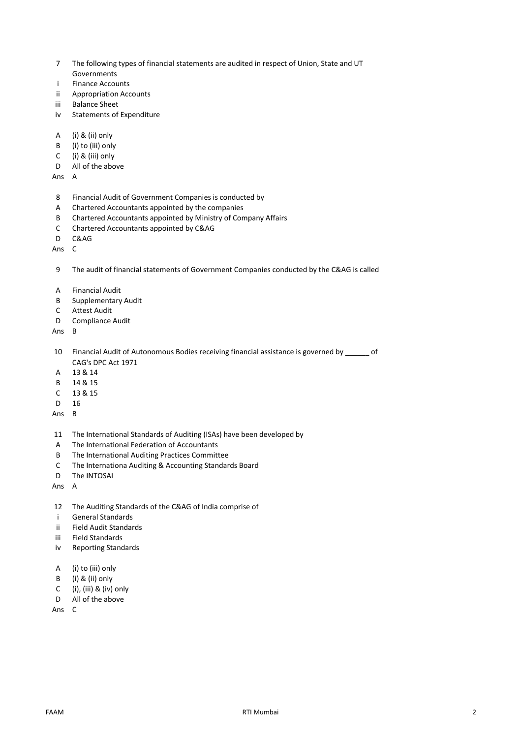7 The following types of financial statements are audited in respect of Union, State and UT Governments

i Finance Accounts

ii Appropriation Accounts

iii Balance Sheet

iv Statements of Expenditure

A (i) & (ii) only

B (i) to (iii) only

C (i) & (iii) only

D All of the above

Ans A

8 Financial Audit of Government Companies is conducted by

A Chartered Accountants appointed by the companies

B Chartered Accountants appointed by Ministry of Company Affairs

C Chartered Accountants appointed by C&AG

D C&AG

Ans C

9 The audit of financial statements of Government Companies conducted by the C&AG is called

A Financial Audit

B Supplementary Audit

C Attest Audit

D Compliance Audit

Ans B

10 Financial Audit of Autonomous Bodies receiving financial assistance is governed by ______ of CAG's DPC Act 1971

A 13 & 14

B 14 & 15

C 13 & 15

D 16

Ans B

11 The International Standards of Auditing (ISAs) have been developed by

A The International Federation of Accountants

B The International Auditing Practices Committee

C The Internationa Auditing & Accounting Standards Board

D The INTOSAI

Ans A

12 The Auditing Standards of the C&AG of India comprise of

i General Standards

ii Field Audit Standards

iii Field Standards

iv Reporting Standards

A (i) to (iii) only

B (i) & (ii) only

C (i), (iii) & (iv) only

D All of the above

Ans C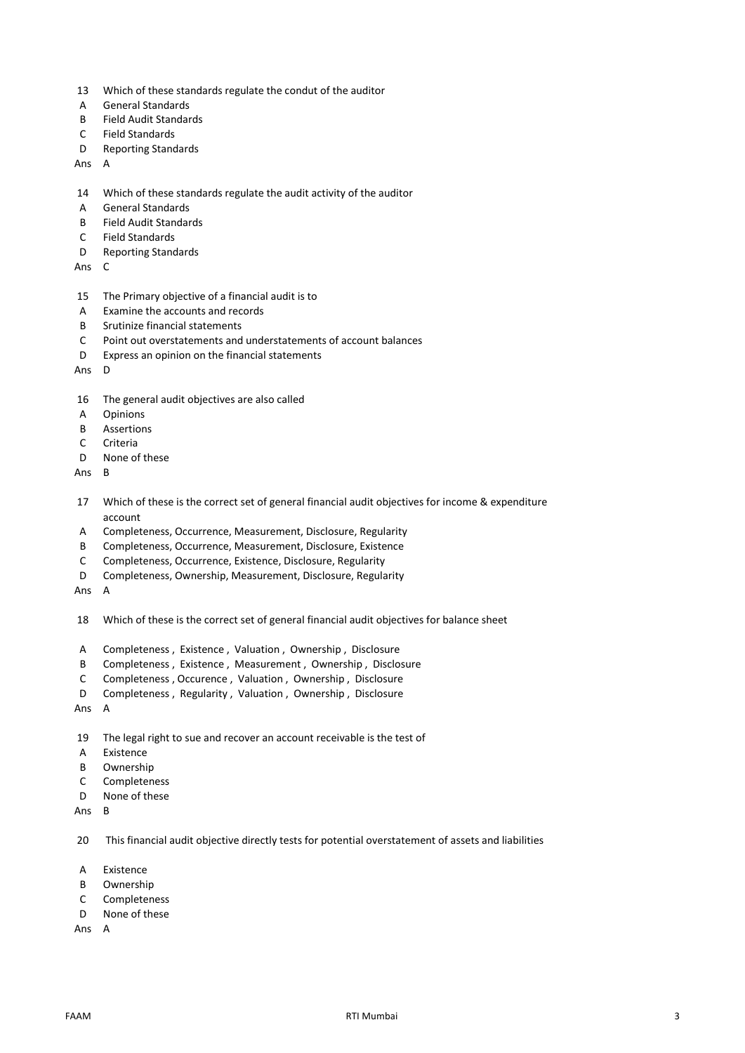13 Which of these standards regulate the condut of the auditor

A General Standards
B Field Audit Standards
C Field Standards
D Reporting Standards

Ans A

14 Which of these standards regulate the audit activity of the auditor

A General Standards
B Field Audit Standards
C Field Standards
D Reporting Standards

Ans C

15 The Primary objective of a financial audit is to

A Examine the accounts and records
B Srutinize financial statements
C Point out overstatements and understatements of account balances
D Express an opinion on the financial statements

Ans D

16 The general audit objectives are also called

A Opinions
B Assertions
C Criteria
D None of these

Ans B

17 Which of these is the correct set of general financial audit objectives for income & expenditure account

A Completeness, Occurrence, Measurement, Disclosure, Regularity
B Completeness, Occurrence, Measurement, Disclosure, Existence
C Completeness, Occurrence, Existence, Disclosure, Regularity
D Completeness, Ownership, Measurement, Disclosure, Regularity

Ans A

18 Which of these is the correct set of general financial audit objectives for balance sheet

A Completeness , Existence , Valuation , Ownership , Disclosure
B Completeness , Existence , Measurement , Ownership , Disclosure
C Completeness , Occurence , Valuation , Ownership , Disclosure
D Completeness , Regularity , Valuation , Ownership , Disclosure

Ans A

19 The legal right to sue and recover an account receivable is the test of

A Existence
B Ownership
C Completeness
D None of these

Ans B

20 This financial audit objective directly tests for potential overstatement of assets and liabilities

A Existence
B Ownership
C Completeness
D None of these

Ans A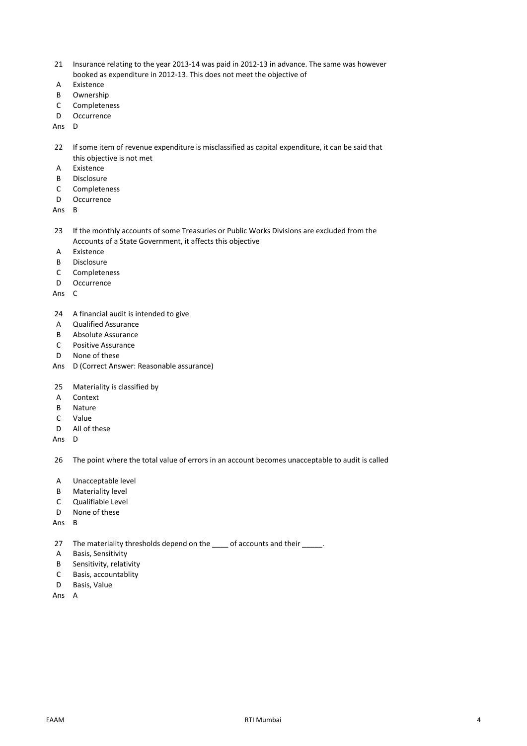21 Insurance relating to the year 2013-14 was paid in 2012-13 in advance. The same was however booked as expenditure in 2012-13. This does not meet the objective of

A Existence
B Ownership
C Completeness
D Occurrence

Ans D

22 If some item of revenue expenditure is misclassified as capital expenditure, it can be said that this objective is not met

A Existence
B Disclosure
C Completeness
D Occurrence

Ans B

23 If the monthly accounts of some Treasuries or Public Works Divisions are excluded from the Accounts of a State Government, it affects this objective

A Existence
B Disclosure
C Completeness
D Occurrence

Ans C

24 A financial audit is intended to give

A Qualified Assurance
B Absolute Assurance
C Positive Assurance
D None of these

Ans D (Correct Answer: Reasonable assurance)

25 Materiality is classified by

A Context
B Nature
C Value
D All of these

Ans D

26 The point where the total value of errors in an account becomes unacceptable to audit is called

A Unacceptable level
B Materiality level
C Qualifiable Level
D None of these

Ans B

27 The materiality thresholds depend on the ____ of accounts and their _____.

A Basis, Sensitivity
B Sensitivity, relativity
C Basis, accountablity
D Basis, Value

Ans A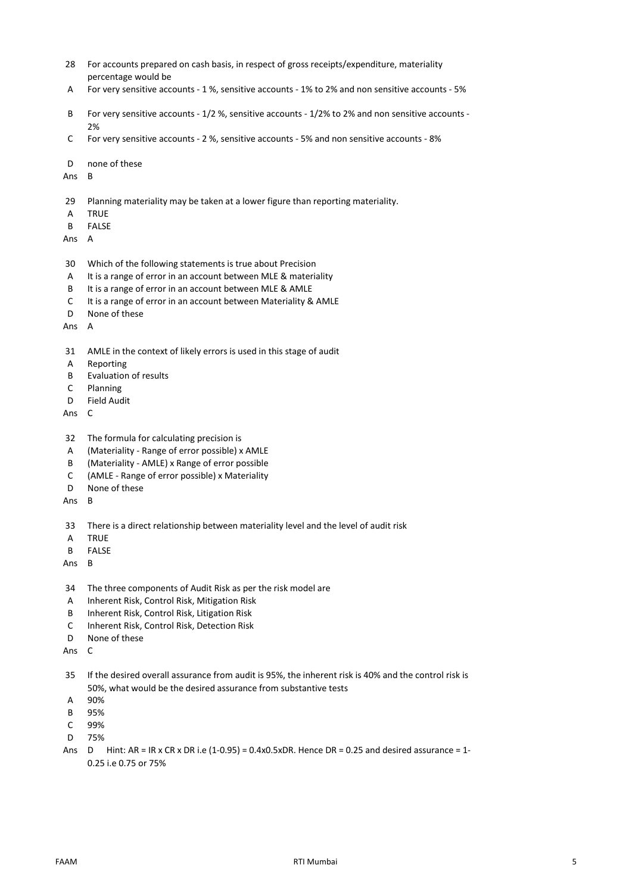28 For accounts prepared on cash basis, in respect of gross receipts/expenditure, materiality percentage would be

A For very sensitive accounts - 1 %, sensitive accounts - 1% to 2% and non sensitive accounts - 5%

B For very sensitive accounts - 1/2 %, sensitive accounts - 1/2% to 2% and non sensitive accounts - 2%

C For very sensitive accounts - 2 %, sensitive accounts - 5% and non sensitive accounts - 8%

D none of these

Ans B

29 Planning materiality may be taken at a lower figure than reporting materiality.

A TRUE

B FALSE

Ans A

30 Which of the following statements is true about Precision

A It is a range of error in an account between MLE & materiality

B It is a range of error in an account between MLE & AMLE

C It is a range of error in an account between Materiality & AMLE

D None of these

Ans A

31 AMLE in the context of likely errors is used in this stage of audit

A Reporting

B Evaluation of results

C Planning

D Field Audit

Ans C

32 The formula for calculating precision is

A (Materiality - Range of error possible) x AMLE

B (Materiality - AMLE) x Range of error possible

C (AMLE - Range of error possible) x Materiality

D None of these

Ans B

33 There is a direct relationship between materiality level and the level of audit risk

A TRUE

B FALSE

Ans B

34 The three components of Audit Risk as per the risk model are

A Inherent Risk, Control Risk, Mitigation Risk

B Inherent Risk, Control Risk, Litigation Risk

C Inherent Risk, Control Risk, Detection Risk

D None of these

Ans C

35 If the desired overall assurance from audit is 95%, the inherent risk is 40% and the control risk is 50%, what would be the desired assurance from substantive tests

A 90%

B 95%

C 99%

D 75%

Ans D Hint: AR = IR x CR x DR i.e (1-0.95) = 0.4x0.5xDR. Hence DR = 0.25 and desired assurance = 1-0.25 i.e 0.75 or 75%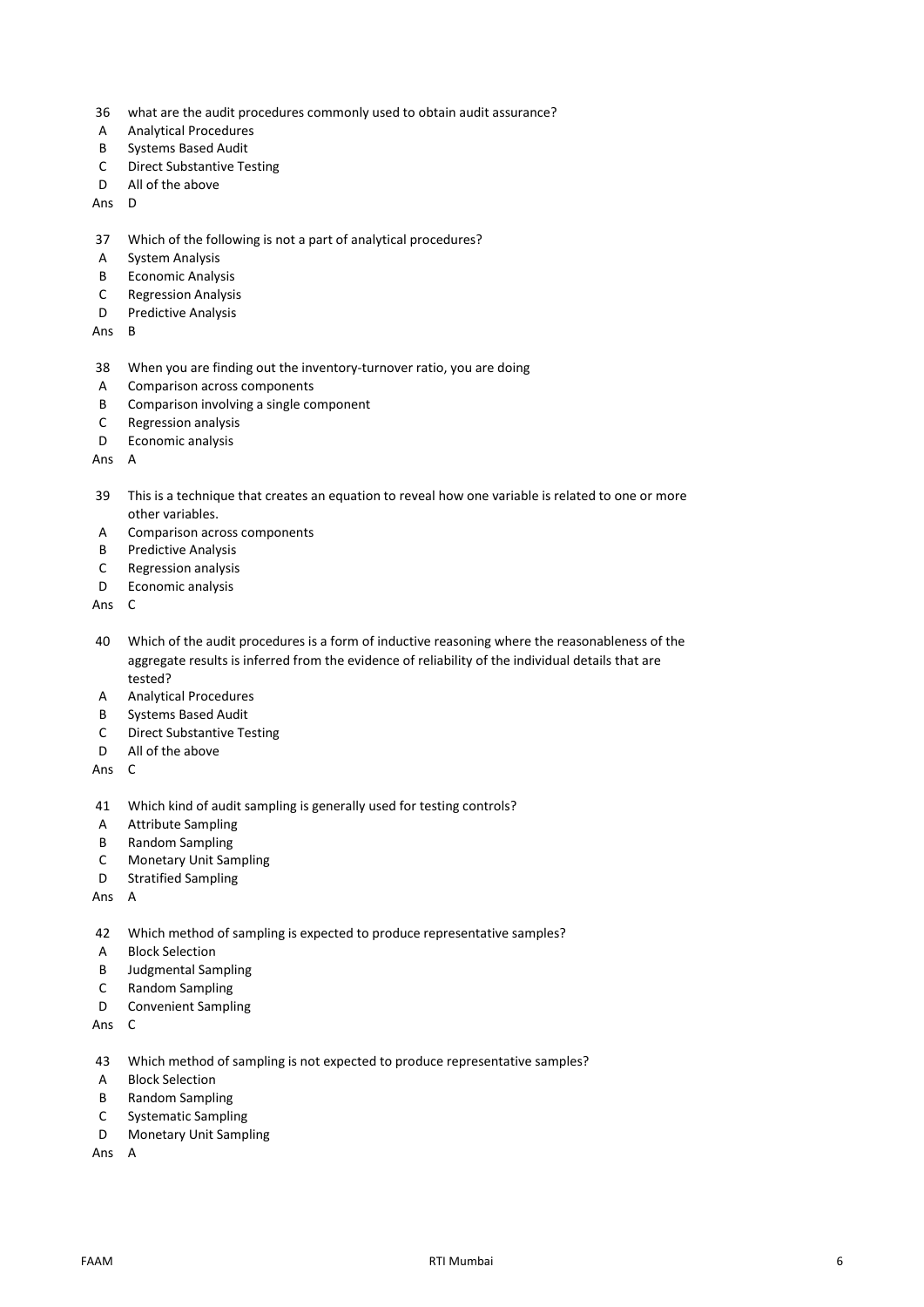36 what are the audit procedures commonly used to obtain audit assurance?

A Analytical Procedures
B Systems Based Audit
C Direct Substantive Testing
D All of the above

Ans D

37 Which of the following is not a part of analytical procedures?

A System Analysis
B Economic Analysis
C Regression Analysis
D Predictive Analysis

Ans B

38 When you are finding out the inventory-turnover ratio, you are doing

A Comparison across components
B Comparison involving a single component
C Regression analysis
D Economic analysis

Ans A

39 This is a technique that creates an equation to reveal how one variable is related to one or more other variables.

A Comparison across components
B Predictive Analysis
C Regression analysis
D Economic analysis

Ans C

40 Which of the audit procedures is a form of inductive reasoning where the reasonableness of the aggregate results is inferred from the evidence of reliability of the individual details that are tested?

A Analytical Procedures
B Systems Based Audit
C Direct Substantive Testing
D All of the above

Ans C

41 Which kind of audit sampling is generally used for testing controls?

A Attribute Sampling
B Random Sampling
C Monetary Unit Sampling
D Stratified Sampling

Ans A

42 Which method of sampling is expected to produce representative samples?

A Block Selection
B Judgmental Sampling
C Random Sampling
D Convenient Sampling

Ans C

43 Which method of sampling is not expected to produce representative samples?

A Block Selection
B Random Sampling
C Systematic Sampling
D Monetary Unit Sampling

Ans A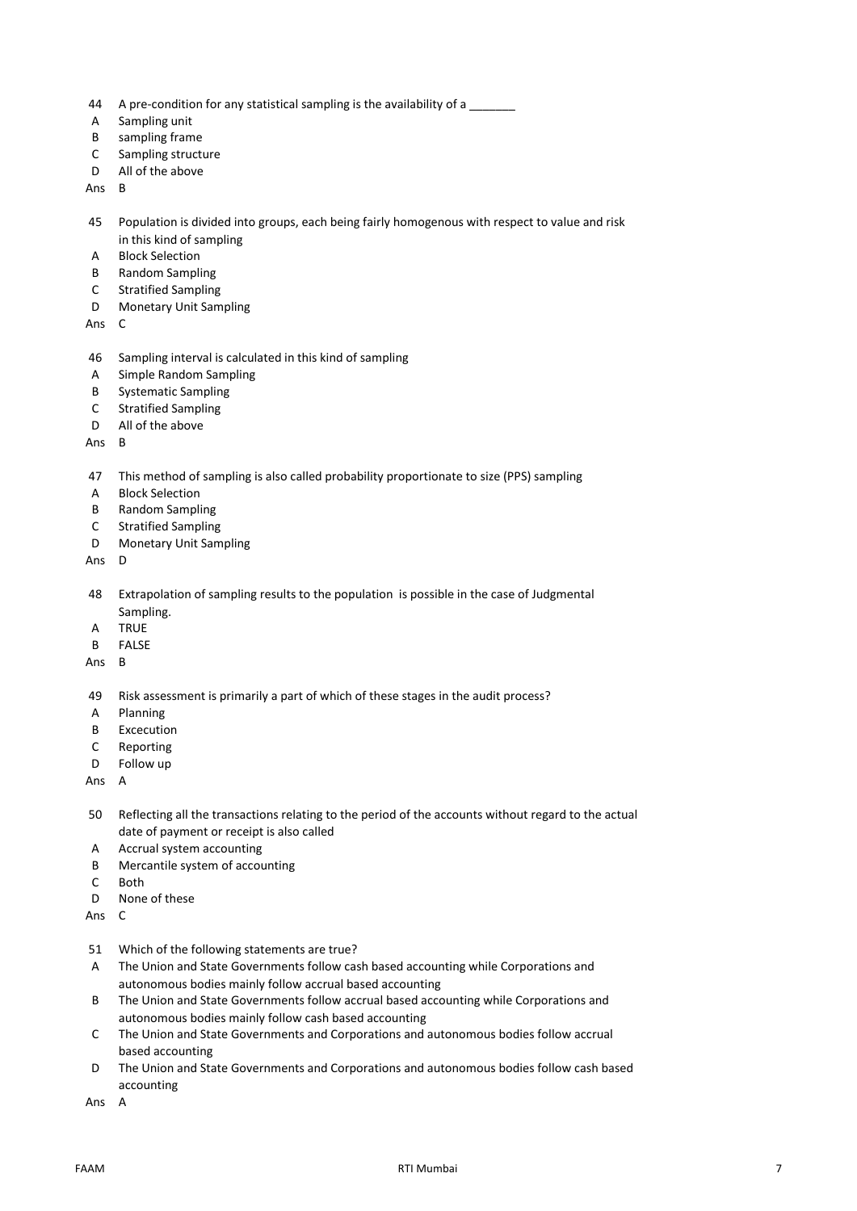44 A pre-condition for any statistical sampling is the availability of a _______

A Sampling unit  
B sampling frame  
C Sampling structure  
D All of the above  
Ans B

45 Population is divided into groups, each being fairly homogenous with respect to value and risk in this kind of sampling

A Block Selection  
B Random Sampling  
C Stratified Sampling  
D Monetary Unit Sampling  
Ans C

46 Sampling interval is calculated in this kind of sampling

A Simple Random Sampling  
B Systematic Sampling  
C Stratified Sampling  
D All of the above  
Ans B

47 This method of sampling is also called probability proportionate to size (PPS) sampling

A Block Selection  
B Random Sampling  
C Stratified Sampling  
D Monetary Unit Sampling  
Ans D

48 Extrapolation of sampling results to the population is possible in the case of Judgmental Sampling.

A TRUE  
B FALSE  
Ans B

49 Risk assessment is primarily a part of which of these stages in the audit process?

A Planning  
B Excecution  
C Reporting  
D Follow up  
Ans A

50 Reflecting all the transactions relating to the period of the accounts without regard to the actual date of payment or receipt is also called

A Accrual system accounting  
B Mercantile system of accounting  
C Both  
D None of these  
Ans C

51 Which of the following statements are true?

A The Union and State Governments follow cash based accounting while Corporations and autonomous bodies mainly follow accrual based accounting  
B The Union and State Governments follow accrual based accounting while Corporations and autonomous bodies mainly follow cash based accounting  
C The Union and State Governments and Corporations and autonomous bodies follow accrual based accounting  
D The Union and State Governments and Corporations and autonomous bodies follow cash based accounting  
Ans A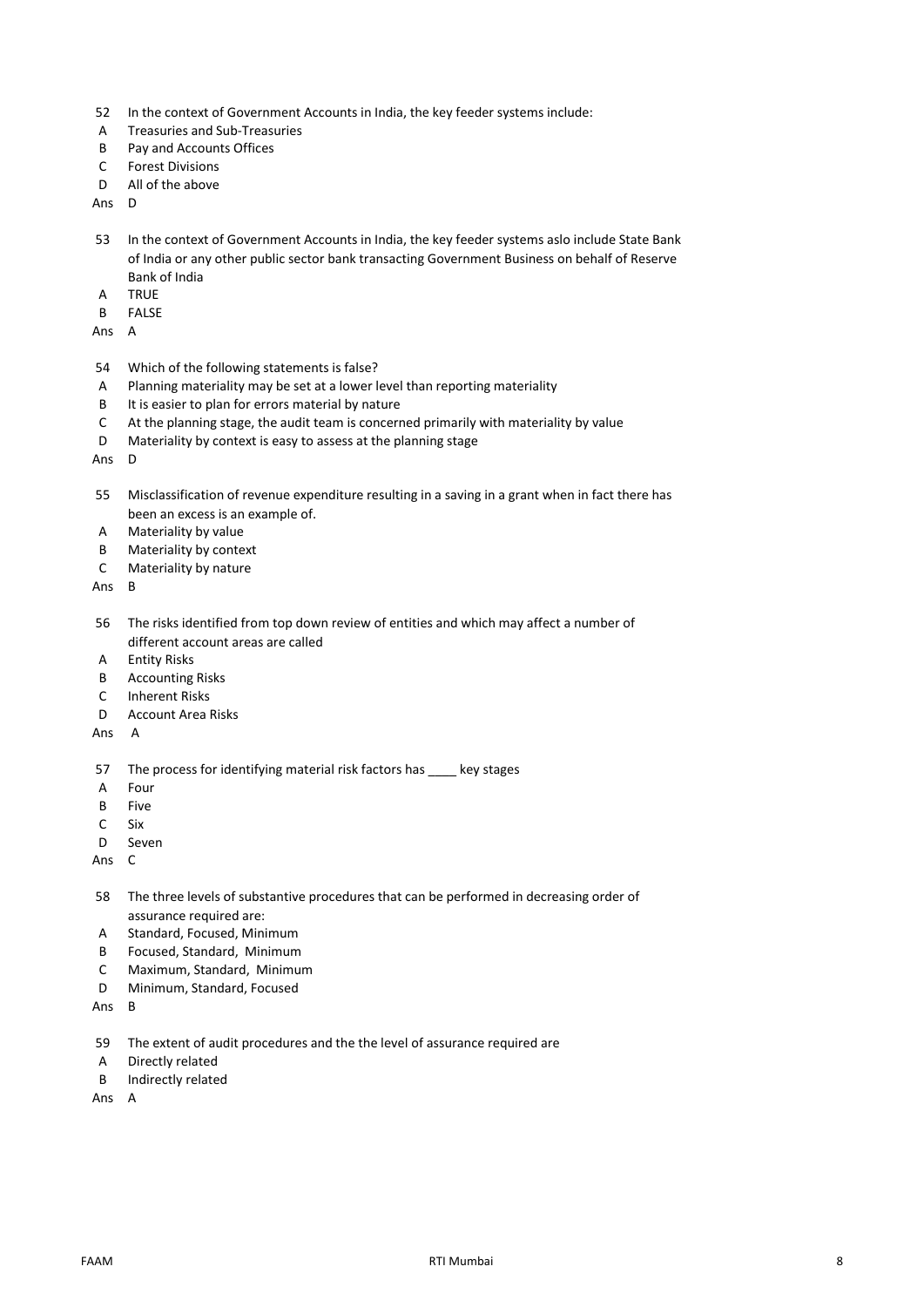52 In the context of Government Accounts in India, the key feeder systems include:

A Treasuries and Sub-Treasuries

B Pay and Accounts Offices

C Forest Divisions

D All of the above

Ans D

53 In the context of Government Accounts in India, the key feeder systems aslo include State Bank of India or any other public sector bank transacting Government Business on behalf of Reserve Bank of India

A TRUE

B FALSE

Ans A

54 Which of the following statements is false?

A Planning materiality may be set at a lower level than reporting materiality

B It is easier to plan for errors material by nature

C At the planning stage, the audit team is concerned primarily with materiality by value

D Materiality by context is easy to assess at the planning stage

Ans D

55 Misclassification of revenue expenditure resulting in a saving in a grant when in fact there has been an excess is an example of.

A Materiality by value

B Materiality by context

C Materiality by nature

Ans B

56 The risks identified from top down review of entities and which may affect a number of different account areas are called

A Entity Risks

B Accounting Risks

C Inherent Risks

D Account Area Risks

Ans A

57 The process for identifying material risk factors has ____ key stages

A Four

B Five

C Six

D Seven

Ans C

58 The three levels of substantive procedures that can be performed in decreasing order of assurance required are:

A Standard, Focused, Minimum

B Focused, Standard, Minimum

C Maximum, Standard, Minimum

D Minimum, Standard, Focused

Ans B

59 The extent of audit procedures and the the level of assurance required are

A Directly related

B Indirectly related

Ans A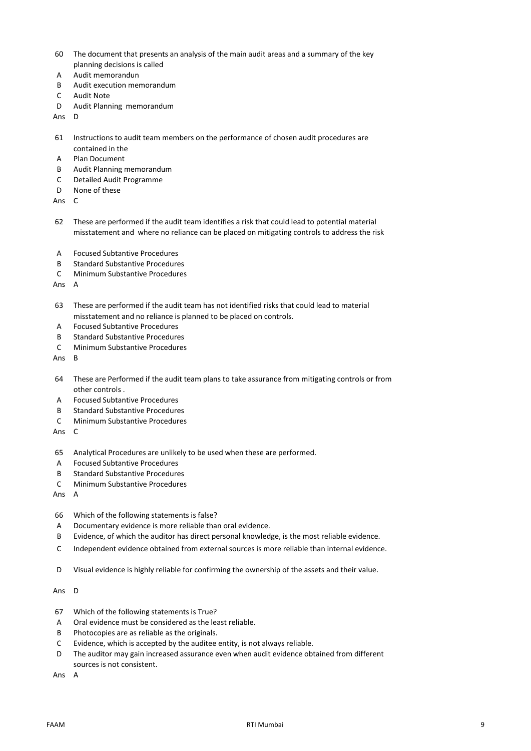60 The document that presents an analysis of the main audit areas and a summary of the key planning decisions is called

A Audit memorandun
B Audit execution memorandum
C Audit Note
D Audit Planning memorandum

Ans D

61 Instructions to audit team members on the performance of chosen audit procedures are contained in the

A Plan Document
B Audit Planning memorandum
C Detailed Audit Programme
D None of these

Ans C

62 These are performed if the audit team identifies a risk that could lead to potential material misstatement and where no reliance can be placed on mitigating controls to address the risk

A Focused Subtantive Procedures
B Standard Substantive Procedures
C Minimum Substantive Procedures

Ans A

63 These are performed if the audit team has not identified risks that could lead to material misstatement and no reliance is planned to be placed on controls.

A Focused Subtantive Procedures
B Standard Substantive Procedures
C Minimum Substantive Procedures

Ans B

64 These are Performed if the audit team plans to take assurance from mitigating controls or from other controls .

A Focused Subtantive Procedures
B Standard Substantive Procedures
C Minimum Substantive Procedures

Ans C

65 Analytical Procedures are unlikely to be used when these are performed.

A Focused Subtantive Procedures
B Standard Substantive Procedures
C Minimum Substantive Procedures

Ans A

66 Which of the following statements is false?

A Documentary evidence is more reliable than oral evidence.
B Evidence, of which the auditor has direct personal knowledge, is the most reliable evidence.
C Independent evidence obtained from external sources is more reliable than internal evidence.
D Visual evidence is highly reliable for confirming the ownership of the assets and their value.

Ans D

67 Which of the following statements is True?

A Oral evidence must be considered as the least reliable.
B Photocopies are as reliable as the originals.
C Evidence, which is accepted by the auditee entity, is not always reliable.
D The auditor may gain increased assurance even when audit evidence obtained from different sources is not consistent.

Ans A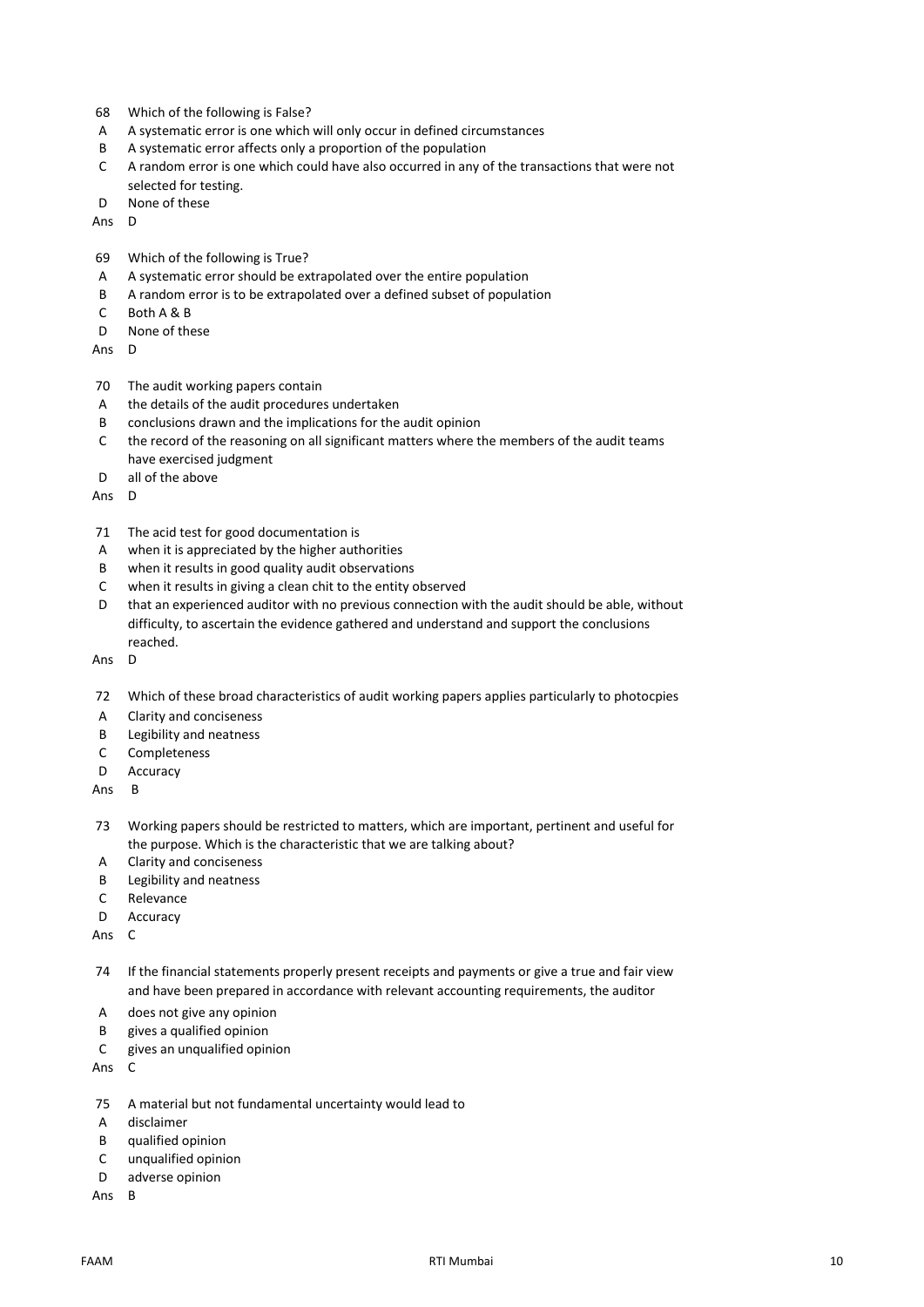68 Which of the following is False?

A A systematic error is one which will only occur in defined circumstances

B A systematic error affects only a proportion of the population

C A random error is one which could have also occurred in any of the transactions that were not selected for testing.

D None of these

Ans D

69 Which of the following is True?

A A systematic error should be extrapolated over the entire population

B A random error is to be extrapolated over a defined subset of population

C Both A & B

D None of these

Ans D

70 The audit working papers contain

A the details of the audit procedures undertaken

B conclusions drawn and the implications for the audit opinion

C the record of the reasoning on all significant matters where the members of the audit teams have exercised judgment

D all of the above

Ans D

71 The acid test for good documentation is

A when it is appreciated by the higher authorities

B when it results in good quality audit observations

C when it results in giving a clean chit to the entity observed

D that an experienced auditor with no previous connection with the audit should be able, without difficulty, to ascertain the evidence gathered and understand and support the conclusions reached.

Ans D

72 Which of these broad characteristics of audit working papers applies particularly to photocpies

A Clarity and conciseness

B Legibility and neatness

C Completeness

D Accuracy

Ans B

73 Working papers should be restricted to matters, which are important, pertinent and useful for the purpose. Which is the characteristic that we are talking about?

A Clarity and conciseness

B Legibility and neatness

C Relevance

D Accuracy

Ans C

74 If the financial statements properly present receipts and payments or give a true and fair view and have been prepared in accordance with relevant accounting requirements, the auditor

A does not give any opinion

B gives a qualified opinion

C gives an unqualified opinion

Ans C

75 A material but not fundamental uncertainty would lead to

A disclaimer

B qualified opinion

C unqualified opinion

D adverse opinion

Ans B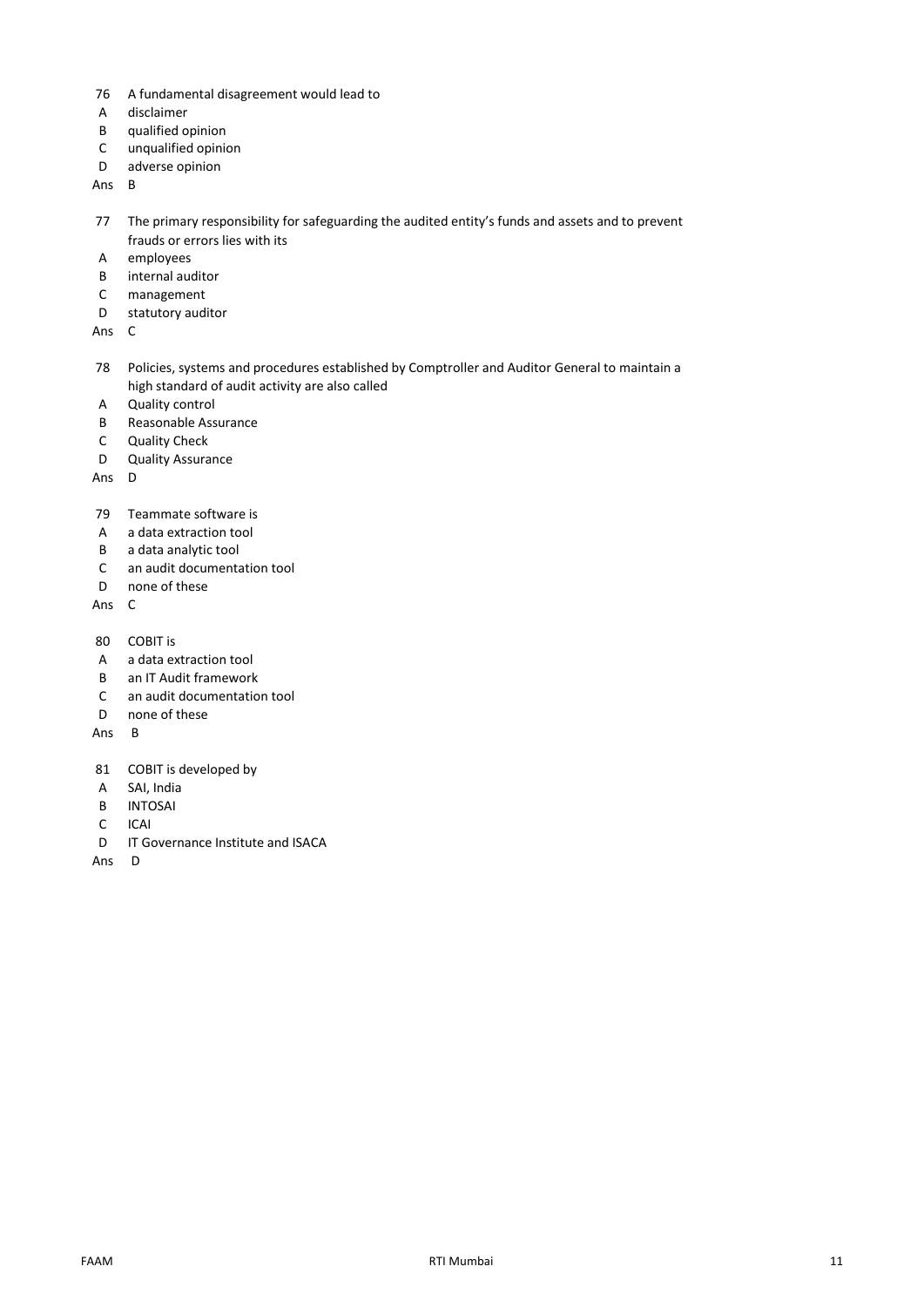76 A fundamental disagreement would lead to

A disclaimer

B qualified opinion

C unqualified opinion

D adverse opinion

Ans B

77 The primary responsibility for safeguarding the audited entity's funds and assets and to prevent frauds or errors lies with its

A employees

B internal auditor

C management

D statutory auditor

Ans C

78 Policies, systems and procedures established by Comptroller and Auditor General to maintain a high standard of audit activity are also called

A Quality control

B Reasonable Assurance

C Quality Check

D Quality Assurance

Ans D

79 Teammate software is

A a data extraction tool

B a data analytic tool

C an audit documentation tool

D none of these

Ans C

80 COBIT is

A a data extraction tool

B an IT Audit framework

C an audit documentation tool

D none of these

Ans B

81 COBIT is developed by

A SAI, India

B INTOSAI

C ICAI

D IT Governance Institute and ISACA

Ans D